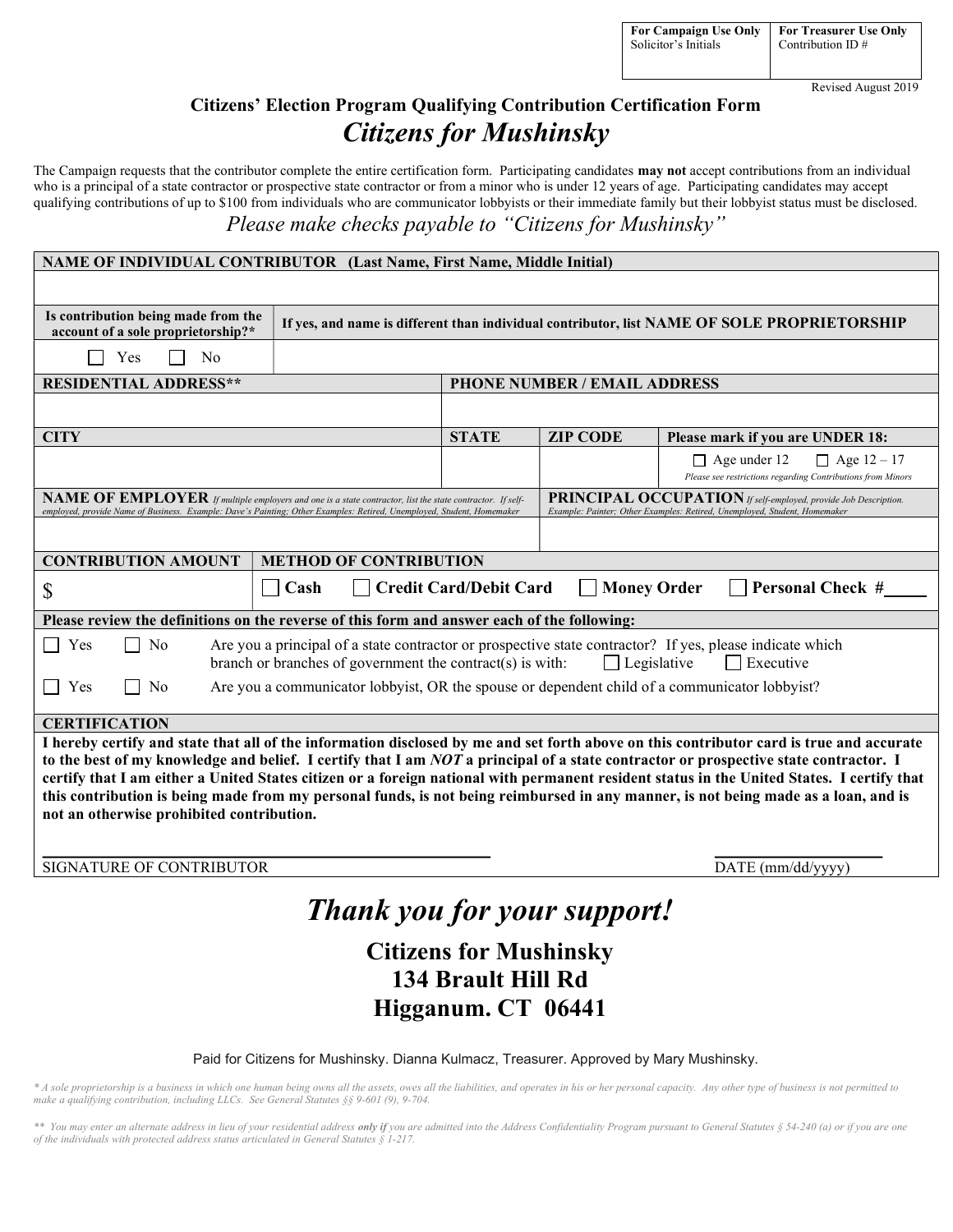| For Campaign Use Only<br>Solicitor's Initials | For Treasurer Use Only<br>Contribution ID # |
|---|---|
| | |

Revised August 2019

## Citizens' Election Program Qualifying Contribution Certification Form

# *Citizens for Mushinsky*

The Campaign requests that the contributor complete the entire certification form. Participating candidates **may not** accept contributions from an individual who is a principal of a state contractor or prospective state contractor or from a minor who is under 12 years of age. Participating candidates may accept qualifying contributions of up to $100 from individuals who are communicator lobbyists or their immediate family but their lobbyist status must be disclosed.

*Please make checks payable to "Citizens for Mushinsky"*

| **NAME OF INDIVIDUAL CONTRIBUTOR** (Last Name, First Name, Middle Initial) | | | |
|---|---|---|---|
| | | | |
| **Is contribution being made from the account of a sole proprietorship?*** | **If yes, and name is different than individual contributor, list NAME OF SOLE PROPRIETORSHIP** | | |
| ☐ Yes ☐ No | | | |
| **RESIDENTIAL ADDRESS**** | **PHONE NUMBER / EMAIL ADDRESS** | | |
| | | | |
| **CITY** | **STATE** | **ZIP CODE** | **Please mark if you are UNDER 18:** |
| | | | ☐ Age under 12 ☐ Age 12 – 17<br>*Please see restrictions regarding Contributions from Minors* |
| **NAME OF EMPLOYER** *If multiple employers and one is a state contractor, list the state contractor. If self-employed, provide Name of Business. Example: Dave's Painting; Other Examples: Retired, Unemployed, Student, Homemaker* | **PRINCIPAL OCCUPATION** *If self-employed, provide Job Description. Example: Painter; Other Examples: Retired, Unemployed, Student, Homemaker* | | |
| | | | |
| **CONTRIBUTION AMOUNT** | **METHOD OF CONTRIBUTION** | | |
| $ | ☐ **Cash** ☐ **Credit Card/Debit Card** ☐ **Money Order** ☐ **Personal Check #____** | | |

**Please review the definitions on the reverse of this form and answer each of the following:**

☐ Yes ☐ No Are you a principal of a state contractor or prospective state contractor? If yes, please indicate which branch or branches of government the contract(s) is with: ☐ Legislative ☐ Executive

☐ Yes ☐ No Are you a communicator lobbyist, OR the spouse or dependent child of a communicator lobbyist?

**CERTIFICATION**

**I hereby certify and state that all of the information disclosed by me and set forth above on this contributor card is true and accurate to the best of my knowledge and belief. I certify that I am *NOT* a principal of a state contractor or prospective state contractor. I certify that I am either a United States citizen or a foreign national with permanent resident status in the United States. I certify that this contribution is being made from my personal funds, is not being reimbursed in any manner, is not being made as a loan, and is not an otherwise prohibited contribution.**

_______________________________________ SIGNATURE OF CONTRIBUTOR

_______________ DATE (mm/dd/yyyy)

# *Thank you for your support!*

**Citizens for Mushinsky**
**134 Brault Hill Rd**
**Higganum. CT 06441**

Paid for Citizens for Mushinsky. Dianna Kulmacz, Treasurer. Approved by Mary Mushinsky.

*\* A sole proprietorship is a business in which one human being owns all the assets, owes all the liabilities, and operates in his or her personal capacity. Any other type of business is not permitted to make a qualifying contribution, including LLCs. See General Statutes §§ 9-601 (9), 9-704.*

*\*\* You may enter an alternate address in lieu of your residential address **only if** you are admitted into the Address Confidentiality Program pursuant to General Statutes § 54-240 (a) or if you are one of the individuals with protected address status articulated in General Statutes § 1-217.*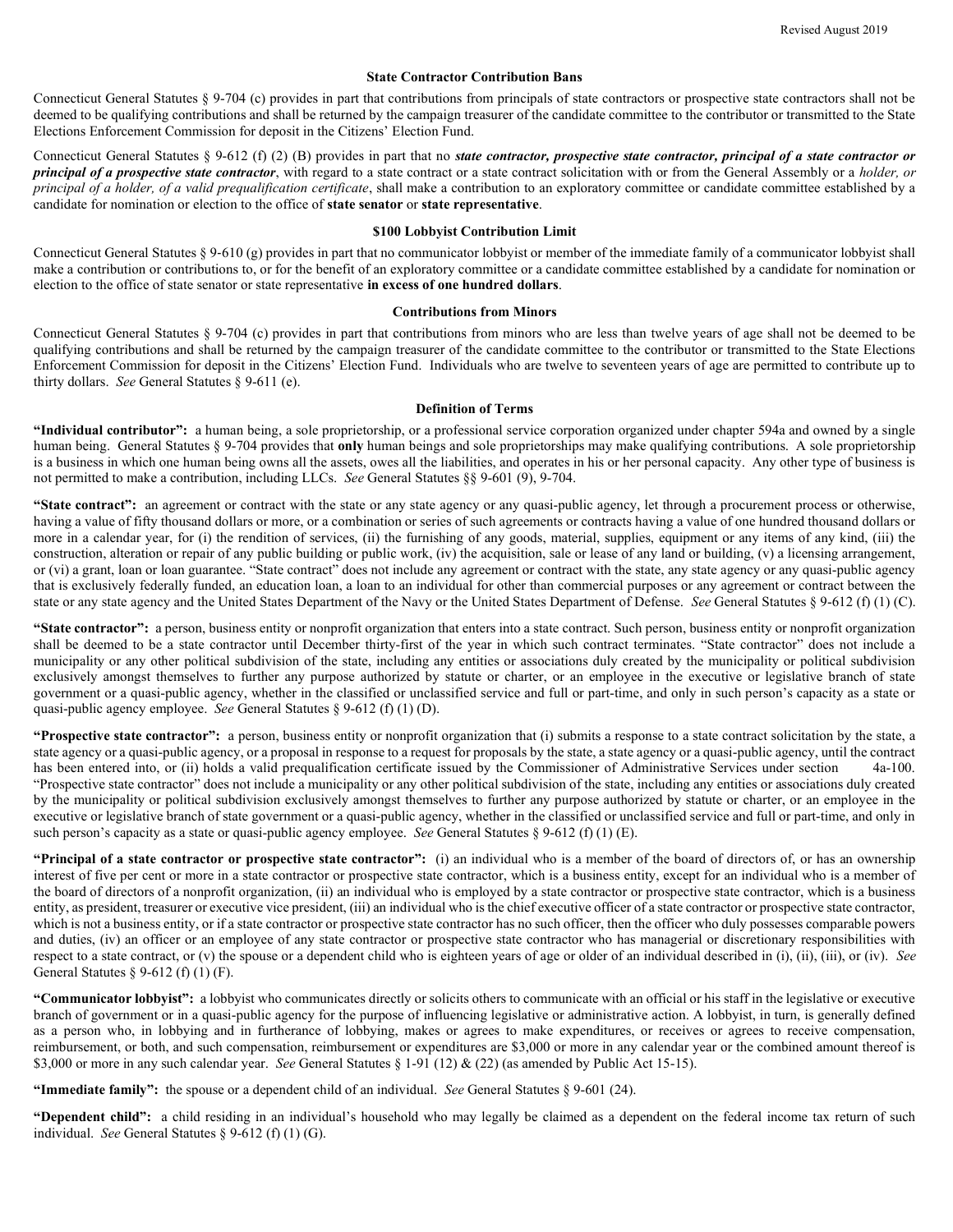## State Contractor Contribution Bans

Connecticut General Statutes § 9-704 (c) provides in part that contributions from principals of state contractors or prospective state contractors shall not be deemed to be qualifying contributions and shall be returned by the campaign treasurer of the candidate committee to the contributor or transmitted to the State Elections Enforcement Commission for deposit in the Citizens' Election Fund.

Connecticut General Statutes § 9-612 (f) (2) (B) provides in part that no ***state contractor, prospective state contractor, principal of a state contractor or principal of a prospective state contractor***, with regard to a state contract or a state contract solicitation with or from the General Assembly or a *holder, or principal of a holder, of a valid prequalification certificate*, shall make a contribution to an exploratory committee or candidate committee established by a candidate for nomination or election to the office of **state senator** or **state representative**.

## $100 Lobbyist Contribution Limit

Connecticut General Statutes § 9-610 (g) provides in part that no communicator lobbyist or member of the immediate family of a communicator lobbyist shall make a contribution or contributions to, or for the benefit of an exploratory committee or a candidate committee established by a candidate for nomination or election to the office of state senator or state representative **in excess of one hundred dollars**.

## Contributions from Minors

Connecticut General Statutes § 9-704 (c) provides in part that contributions from minors who are less than twelve years of age shall not be deemed to be qualifying contributions and shall be returned by the campaign treasurer of the candidate committee to the contributor or transmitted to the State Elections Enforcement Commission for deposit in the Citizens' Election Fund. Individuals who are twelve to seventeen years of age are permitted to contribute up to thirty dollars. *See* General Statutes § 9-611 (e).

## Definition of Terms

**"Individual contributor":** a human being, a sole proprietorship, or a professional service corporation organized under chapter 594a and owned by a single human being. General Statutes § 9-704 provides that **only** human beings and sole proprietorships may make qualifying contributions. A sole proprietorship is a business in which one human being owns all the assets, owes all the liabilities, and operates in his or her personal capacity. Any other type of business is not permitted to make a contribution, including LLCs. *See* General Statutes §§ 9-601 (9), 9-704.

**"State contract":** an agreement or contract with the state or any state agency or any quasi-public agency, let through a procurement process or otherwise, having a value of fifty thousand dollars or more, or a combination or series of such agreements or contracts having a value of one hundred thousand dollars or more in a calendar year, for (i) the rendition of services, (ii) the furnishing of any goods, material, supplies, equipment or any items of any kind, (iii) the construction, alteration or repair of any public building or public work, (iv) the acquisition, sale or lease of any land or building, (v) a licensing arrangement, or (vi) a grant, loan or loan guarantee. "State contract" does not include any agreement or contract with the state, any state agency or any quasi-public agency that is exclusively federally funded, an education loan, a loan to an individual for other than commercial purposes or any agreement or contract between the state or any state agency and the United States Department of the Navy or the United States Department of Defense. *See* General Statutes § 9-612 (f) (1) (C).

**"State contractor":** a person, business entity or nonprofit organization that enters into a state contract. Such person, business entity or nonprofit organization shall be deemed to be a state contractor until December thirty-first of the year in which such contract terminates. "State contractor" does not include a municipality or any other political subdivision of the state, including any entities or associations duly created by the municipality or political subdivision exclusively amongst themselves to further any purpose authorized by statute or charter, or an employee in the executive or legislative branch of state government or a quasi-public agency, whether in the classified or unclassified service and full or part-time, and only in such person's capacity as a state or quasi-public agency employee. *See* General Statutes § 9-612 (f) (1) (D).

**"Prospective state contractor":** a person, business entity or nonprofit organization that (i) submits a response to a state contract solicitation by the state, a state agency or a quasi-public agency, or a proposal in response to a request for proposals by the state, a state agency or a quasi-public agency, until the contract has been entered into, or (ii) holds a valid prequalification certificate issued by the Commissioner of Administrative Services under section 4a-100. "Prospective state contractor" does not include a municipality or any other political subdivision of the state, including any entities or associations duly created by the municipality or political subdivision exclusively amongst themselves to further any purpose authorized by statute or charter, or an employee in the executive or legislative branch of state government or a quasi-public agency, whether in the classified or unclassified service and full or part-time, and only in such person's capacity as a state or quasi-public agency employee. *See* General Statutes § 9-612 (f) (1) (E).

**"Principal of a state contractor or prospective state contractor":** (i) an individual who is a member of the board of directors of, or has an ownership interest of five per cent or more in a state contractor or prospective state contractor, which is a business entity, except for an individual who is a member of the board of directors of a nonprofit organization, (ii) an individual who is employed by a state contractor or prospective state contractor, which is a business entity, as president, treasurer or executive vice president, (iii) an individual who is the chief executive officer of a state contractor or prospective state contractor, which is not a business entity, or if a state contractor or prospective state contractor has no such officer, then the officer who duly possesses comparable powers and duties, (iv) an officer or an employee of any state contractor or prospective state contractor who has managerial or discretionary responsibilities with respect to a state contract, or (v) the spouse or a dependent child who is eighteen years of age or older of an individual described in (i), (ii), (iii), or (iv). *See* General Statutes § 9-612 (f) (1) (F).

**"Communicator lobbyist":** a lobbyist who communicates directly or solicits others to communicate with an official or his staff in the legislative or executive branch of government or in a quasi-public agency for the purpose of influencing legislative or administrative action. A lobbyist, in turn, is generally defined as a person who, in lobbying and in furtherance of lobbying, makes or agrees to make expenditures, or receives or agrees to receive compensation, reimbursement, or both, and such compensation, reimbursement or expenditures are $3,000 or more in any calendar year or the combined amount thereof is $3,000 or more in any such calendar year. *See* General Statutes § 1-91 (12) & (22) (as amended by Public Act 15-15).

**"Immediate family":** the spouse or a dependent child of an individual. *See* General Statutes § 9-601 (24).

**"Dependent child":** a child residing in an individual's household who may legally be claimed as a dependent on the federal income tax return of such individual. *See* General Statutes § 9-612 (f) (1) (G).